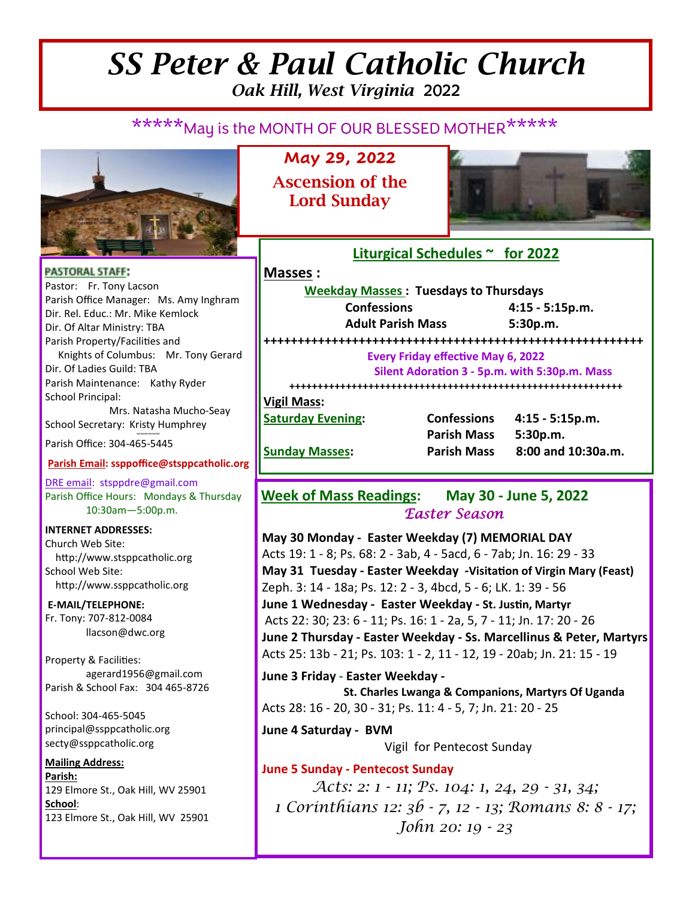# SS Peter & Paul Catholic Church

*Oak Hill, West Virginia* 2022

*****May is the MONTH OF OUR BLESSED MOTHER*****

## May 29, 2022

## Ascension of the Lord Sunday

**PASTORAL STAFF:**

Pastor: Fr. Tony Lacson
Parish Office Manager: Ms. Amy Inghram
Dir. Rel. Educ.: Mr. Mike Kemlock
Dir. Of Altar Ministry: TBA
Parish Property/Facilities and
Knights of Columbus: Mr. Tony Gerard
Dir. Of Ladies Guild: TBA
Parish Maintenance: Kathy Ryder
School Principal:
Mrs. Natasha Mucho-Seay
School Secretary: Kristy Humphrey

Parish Office: 304-465-5445

**Parish Email: ssppoffice@stsppcatholic.org**

DRE email: stsppdre@gmail.com
Parish Office Hours: Mondays & Thursday
10:30am—5:00p.m.

**INTERNET ADDRESSES:**
Church Web Site:
http://www.stsppcatholic.org
School Web Site:
http://www.ssppcatholic.org

**E-MAIL/TELEPHONE:**
Fr. Tony: 707-812-0084
llacson@dwc.org

Property & Facilities:
agerard1956@gmail.com
Parish & School Fax: 304 465-8726

School: 304-465-5045
principal@ssppcatholic.org
secty@ssppcatholic.org

**Mailing Address:**
**Parish:**
129 Elmore St., Oak Hill, WV 25901
**School**:
123 Elmore St., Oak Hill, WV 25901

## Liturgical Schedules ~ for 2022

**Masses :**

**Weekday Masses : Tuesdays to Thursdays**

| | |
|---|---|
| **Confessions** | **4:15 - 5:15p.m.** |
| **Adult Parish Mass** | **5:30p.m.** |

++++++++++++++++++++++++++++++++++++++++++++++++++++++++

**Every Friday effective May 6, 2022**
**Silent Adoration 3 - 5p.m. with 5:30p.m. Mass**

++++++++++++++++++++++++++++++++++++++++++++++++++++++++

**Vigil Mass:**

| | | |
|---|---|---|
| **Saturday Evening:** | **Confessions** | **4:15 - 5:15p.m.** |
| | **Parish Mass** | **5:30p.m.** |
| **Sunday Masses:** | **Parish Mass** | **8:00 and 10:30a.m.** |

## Week of Mass Readings: May 30 - June 5, 2022

*Easter Season*

**May 30 Monday - Easter Weekday (7) MEMORIAL DAY**
Acts 19: 1 - 8; Ps. 68: 2 - 3ab, 4 - 5acd, 6 - 7ab; Jn. 16: 29 - 33

**May 31 Tuesday - Easter Weekday -Visitation of Virgin Mary (Feast)**
Zeph. 3: 14 - 18a; Ps. 12: 2 - 3, 4bcd, 5 - 6; LK. 1: 39 - 56

**June 1 Wednesday - Easter Weekday - St. Justin, Martyr**
Acts 22: 30; 23: 6 - 11; Ps. 16: 1 - 2a, 5, 7 - 11; Jn. 17: 20 - 26

**June 2 Thursday - Easter Weekday - Ss. Marcellinus & Peter, Martyrs**
Acts 25: 13b - 21; Ps. 103: 1 - 2, 11 - 12, 19 - 20ab; Jn. 21: 15 - 19

**June 3 Friday - Easter Weekday -**
**St. Charles Lwanga & Companions, Martyrs Of Uganda**
Acts 28: 16 - 20, 30 - 31; Ps. 11: 4 - 5, 7; Jn. 21: 20 - 25

**June 4 Saturday - BVM**
Vigil for Pentecost Sunday

**June 5 Sunday - Pentecost Sunday**

*Acts: 2: 1 - 11; Ps. 104: 1, 24, 29 - 31, 34;*
*1 Corinthians 12: 3b - 7, 12 - 13; Romans 8: 8 - 17;*
*John 20: 19 - 23*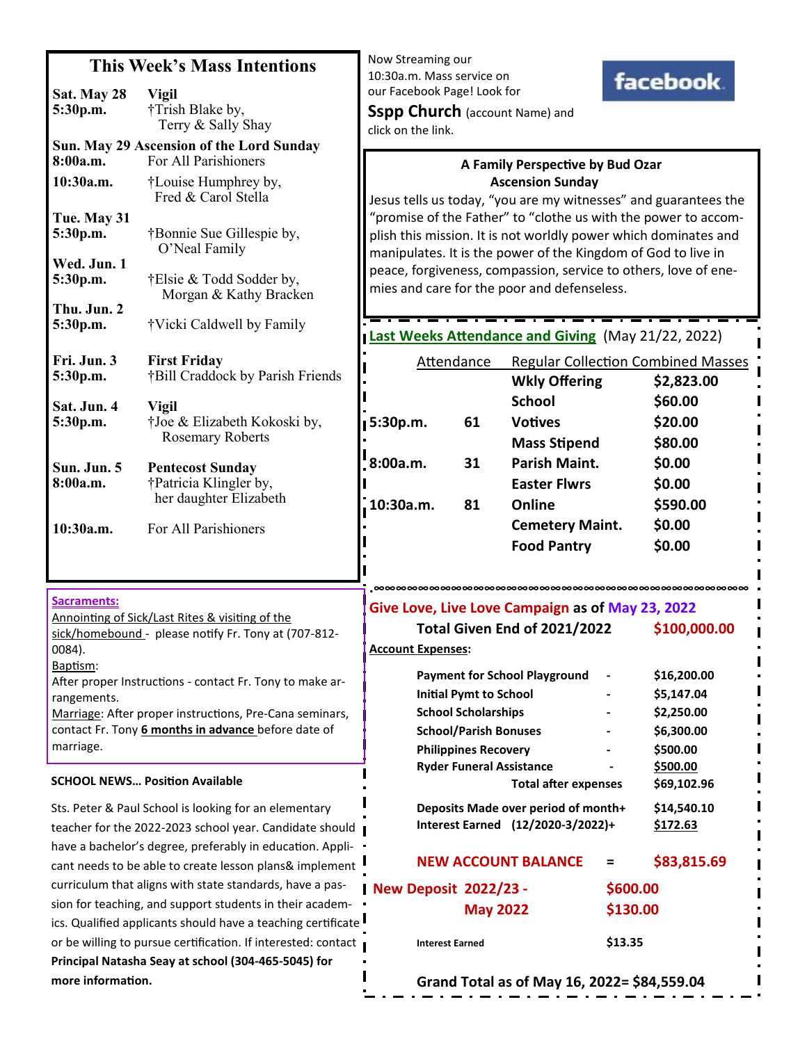## This Week's Mass Intentions

**Sat. May 28** **Vigil**
**5:30p.m.** †Trish Blake by, Terry & Sally Shay

**Sun. May 29 Ascension of the Lord Sunday**
**8:00a.m.** For All Parishioners
**10:30a.m.** †Louise Humphrey by, Fred & Carol Stella

**Tue. May 31**
**5:30p.m.** †Bonnie Sue Gillespie by, O'Neal Family

**Wed. Jun. 1**
**5:30p.m.** †Elsie & Todd Sodder by, Morgan & Kathy Bracken

**Thu. Jun. 2**
**5:30p.m.** †Vicki Caldwell by Family

**Fri. Jun. 3** **First Friday**
**5:30p.m.** †Bill Craddock by Parish Friends

**Sat. Jun. 4** **Vigil**
**5:30p.m.** †Joe & Elizabeth Kokoski by, Rosemary Roberts

**Sun. Jun. 5** **Pentecost Sunday**
**8:00a.m.** †Patricia Klingler by, her daughter Elizabeth
**10:30a.m.** For All Parishioners

**Sacraments:**

Annointing of Sick/Last Rites & visiting of the sick/homebound - please notify Fr. Tony at (707-812-0084).

Baptism:
After proper Instructions - contact Fr. Tony to make arrangements.

Marriage: After proper instructions, Pre-Cana seminars, contact Fr. Tony **6 months in advance** before date of marriage.

**SCHOOL NEWS… Position Available**

Sts. Peter & Paul School is looking for an elementary teacher for the 2022-2023 school year. Candidate should have a bachelor's degree, preferably in education. Applicant needs to be able to create lesson plans& implement curriculum that aligns with state standards, have a passion for teaching, and support students in their academics. Qualified applicants should have a teaching certificate or be willing to pursue certification. If interested: contact **Principal Natasha Seay at school (304-465-5045) for more information.**

Now Streaming our 10:30a.m. Mass service on our Facebook Page! Look for **Sspp Church** (account Name) and click on the link.

facebook

**A Family Perspective by Bud Ozar**
**Ascension Sunday**

Jesus tells us today, "you are my witnesses" and guarantees the "promise of the Father" to "clothe us with the power to accomplish this mission. It is not worldly power which dominates and manipulates. It is the power of the Kingdom of God to live in peace, forgiveness, compassion, service to others, love of enemies and care for the poor and defenseless.

**Last Weeks Attendance and Giving** (May 21/22, 2022)

| | Attendance | Regular Collection Combined Masses | |
|---|---|---|---|
| | | **Wkly Offering** | **$2,823.00** |
| | | **School** | **$60.00** |
| **5:30p.m.** | **61** | **Votives** | **$20.00** |
| | | **Mass Stipend** | **$80.00** |
| **8:00a.m.** | **31** | **Parish Maint.** | **$0.00** |
| | | **Easter Flwrs** | **$0.00** |
| **10:30a.m.** | **81** | **Online** | **$590.00** |
| | | **Cemetery Maint.** | **$0.00** |
| | | **Food Pantry** | **$0.00** |

**Give Love, Live Love Campaign as of May 23, 2022**

**Total Given End of 2021/2022** **$100,000.00**

**Account Expenses:**

| | | |
|---|---|---|
| **Payment for School Playground** | - | **$16,200.00** |
| **Initial Pymt to School** | - | **$5,147.04** |
| **School Scholarships** | - | **$2,250.00** |
| **School/Parish Bonuses** | - | **$6,300.00** |
| **Philippines Recovery** | - | **$500.00** |
| **Ryder Funeral Assistance** | - | **$500.00** |
| **Total after expenses** | | **$69,102.96** |
| **Deposits Made over period of month+** | | **$14,540.10** |
| **Interest Earned (12/2020-3/2022)+** | | **$172.63** |

**NEW ACCOUNT BALANCE = $83,815.69**

**New Deposit 2022/23 -** **$600.00**
**May 2022** **$130.00**

**Interest Earned** **$13.35**

**Grand Total as of May 16, 2022= $84,559.04**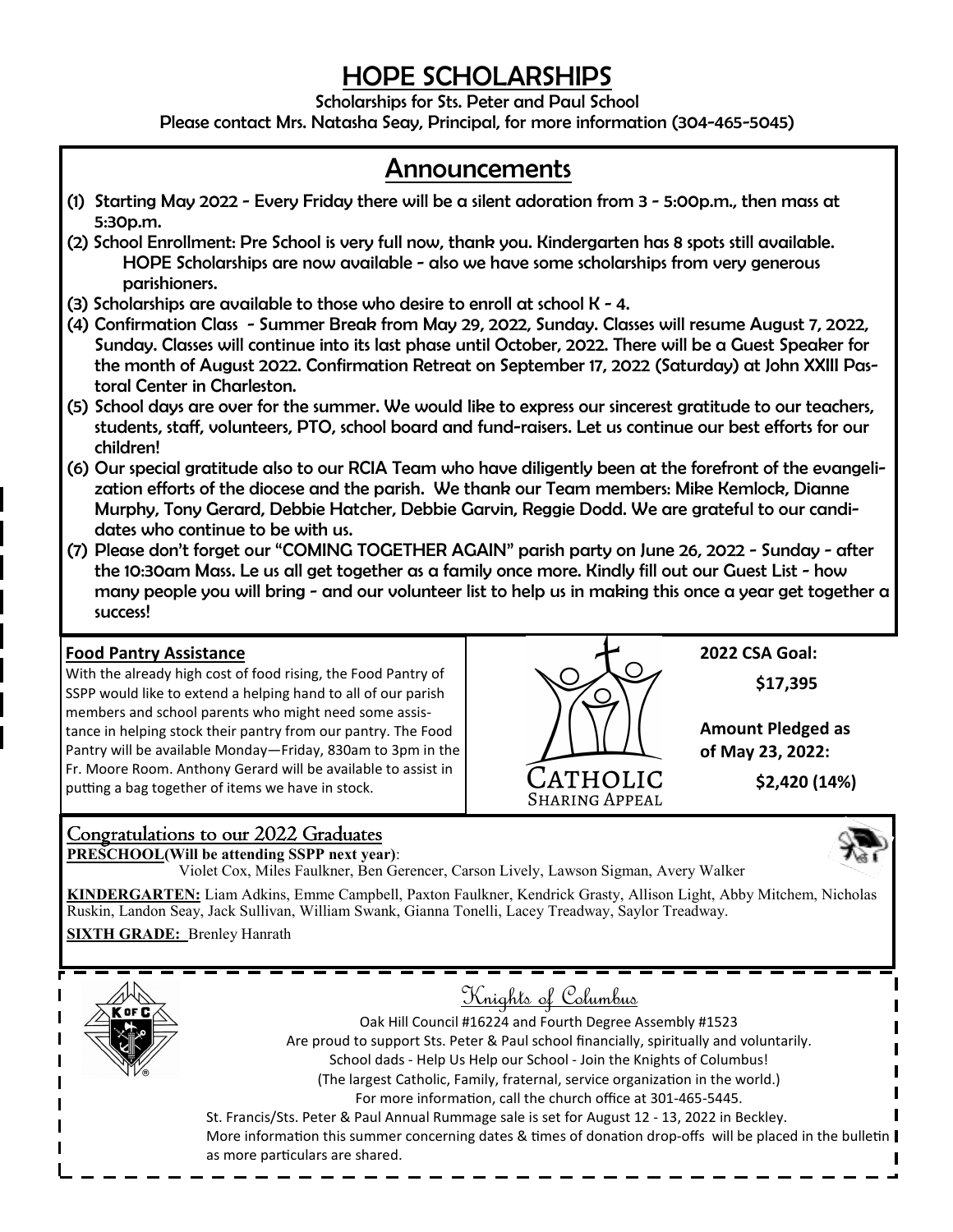# HOPE SCHOLARSHIPS

Scholarships for Sts. Peter and Paul School

Please contact Mrs. Natasha Seay, Principal, for more information (304-465-5045)

## Announcements

(1) Starting May 2022 - Every Friday there will be a silent adoration from 3 - 5:00p.m., then mass at 5:30p.m.

(2) School Enrollment: Pre School is very full now, thank you. Kindergarten has 8 spots still available. HOPE Scholarships are now available - also we have some scholarships from very generous parishioners.

(3) Scholarships are available to those who desire to enroll at school K - 4.

(4) Confirmation Class - Summer Break from May 29, 2022, Sunday. Classes will resume August 7, 2022, Sunday. Classes will continue into its last phase until October, 2022. There will be a Guest Speaker for the month of August 2022. Confirmation Retreat on September 17, 2022 (Saturday) at John XXIII Pastoral Center in Charleston.

(5) School days are over for the summer. We would like to express our sincerest gratitude to our teachers, students, staff, volunteers, PTO, school board and fund-raisers. Let us continue our best efforts for our children!

(6) Our special gratitude also to our RCIA Team who have diligently been at the forefront of the evangelization efforts of the diocese and the parish. We thank our Team members: Mike Kemlock, Dianne Murphy, Tony Gerard, Debbie Hatcher, Debbie Garvin, Reggie Dodd. We are grateful to our candidates who continue to be with us.

(7) Please don't forget our "COMING TOGETHER AGAIN" parish party on June 26, 2022 - Sunday - after the 10:30am Mass. Le us all get together as a family once more. Kindly fill out our Guest List - how many people you will bring - and our volunteer list to help us in making this once a year get together a success!

**Food Pantry Assistance**

With the already high cost of food rising, the Food Pantry of SSPP would like to extend a helping hand to all of our parish members and school parents who might need some assistance in helping stock their pantry from our pantry. The Food Pantry will be available Monday—Friday, 830am to 3pm in the Fr. Moore Room. Anthony Gerard will be available to assist in putting a bag together of items we have in stock.

Catholic Sharing Appeal

**2022 CSA Goal:**

**$17,395**

**Amount Pledged as of May 23, 2022:**

**$2,420 (14%)**

## Congratulations to our 2022 Graduates

**PRESCHOOL(Will be attending SSPP next year)**:
Violet Cox, Miles Faulkner, Ben Gerencer, Carson Lively, Lawson Sigman, Avery Walker

**KINDERGARTEN:** Liam Adkins, Emme Campbell, Paxton Faulkner, Kendrick Grasty, Allison Light, Abby Mitchem, Nicholas Ruskin, Landon Seay, Jack Sullivan, William Swank, Gianna Tonelli, Lacey Treadway, Saylor Treadway.

**SIXTH GRADE:** Brenley Hanrath

## Knights of Columbus

Oak Hill Council #16224 and Fourth Degree Assembly #1523
Are proud to support Sts. Peter & Paul school financially, spiritually and voluntarily.
School dads - Help Us Help our School - Join the Knights of Columbus!
(The largest Catholic, Family, fraternal, service organization in the world.)
For more information, call the church office at 301-465-5445.

St. Francis/Sts. Peter & Paul Annual Rummage sale is set for August 12 - 13, 2022 in Beckley.
More information this summer concerning dates & times of donation drop-offs will be placed in the bulletin as more particulars are shared.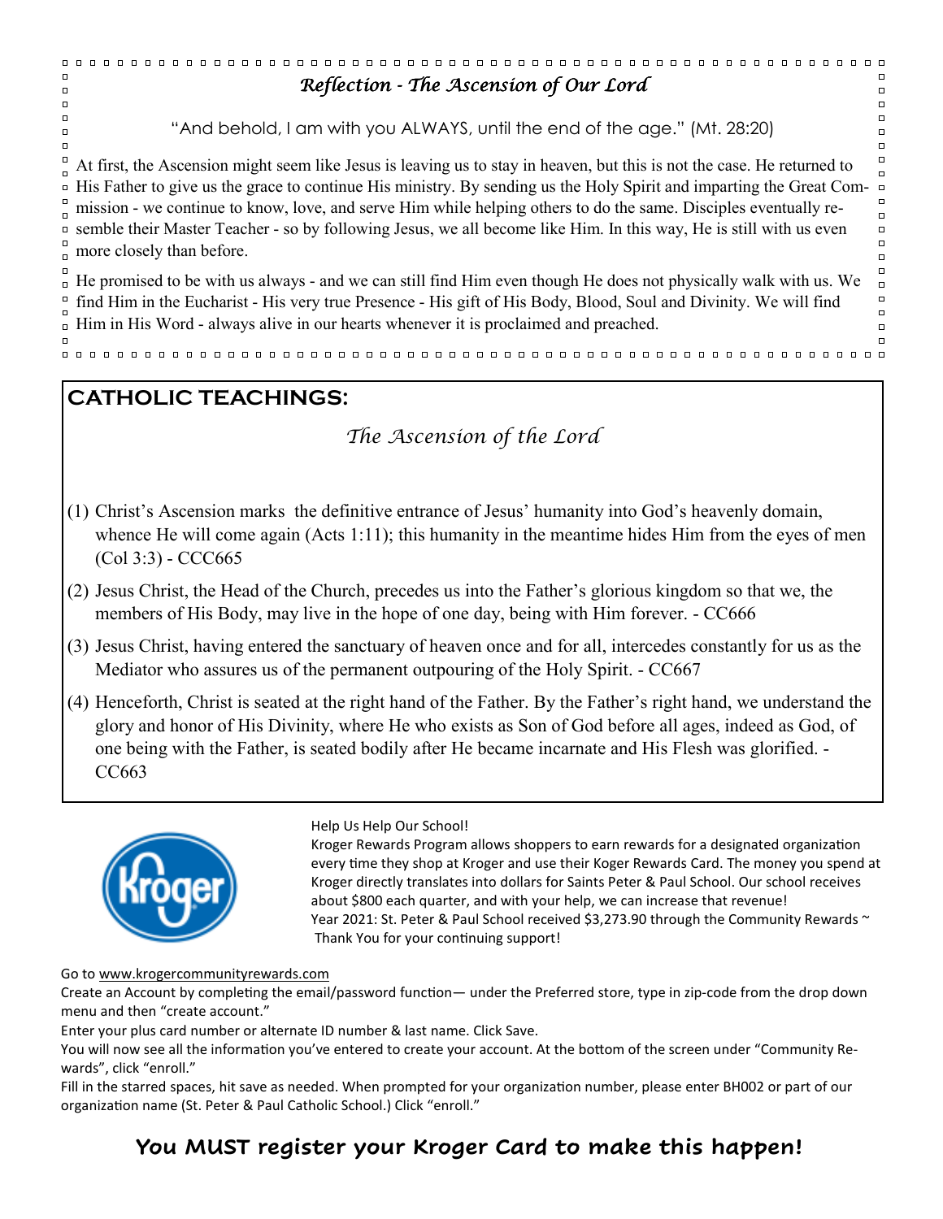## *Reflection - The Ascension of Our Lord*

"And behold, I am with you ALWAYS, until the end of the age." (Mt. 28:20)

At first, the Ascension might seem like Jesus is leaving us to stay in heaven, but this is not the case. He returned to His Father to give us the grace to continue His ministry. By sending us the Holy Spirit and imparting the Great Commission - we continue to know, love, and serve Him while helping others to do the same. Disciples eventually resemble their Master Teacher - so by following Jesus, we all become like Him. In this way, He is still with us even more closely than before.

He promised to be with us always - and we can still find Him even though He does not physically walk with us. We find Him in the Eucharist - His very true Presence - His gift of His Body, Blood, Soul and Divinity. We will find Him in His Word - always alive in our hearts whenever it is proclaimed and preached.

## CATHOLIC TEACHINGS:

### *The Ascension of the Lord*

(1) Christ's Ascension marks the definitive entrance of Jesus' humanity into God's heavenly domain, whence He will come again (Acts 1:11); this humanity in the meantime hides Him from the eyes of men (Col 3:3) - CCC665

(2) Jesus Christ, the Head of the Church, precedes us into the Father's glorious kingdom so that we, the members of His Body, may live in the hope of one day, being with Him forever. - CC666

(3) Jesus Christ, having entered the sanctuary of heaven once and for all, intercedes constantly for us as the Mediator who assures us of the permanent outpouring of the Holy Spirit. - CC667

(4) Henceforth, Christ is seated at the right hand of the Father. By the Father's right hand, we understand the glory and honor of His Divinity, where He who exists as Son of God before all ages, indeed as God, of one being with the Father, is seated bodily after He became incarnate and His Flesh was glorified. - CC663

Help Us Help Our School!

Kroger Rewards Program allows shoppers to earn rewards for a designated organization every time they shop at Kroger and use their Koger Rewards Card. The money you spend at Kroger directly translates into dollars for Saints Peter & Paul School. Our school receives about $800 each quarter, and with your help, we can increase that revenue!

Year 2021: St. Peter & Paul School received $3,273.90 through the Community Rewards ~ Thank You for your continuing support!

Go to www.krogercommunityrewards.com

Create an Account by completing the email/password function— under the Preferred store, type in zip-code from the drop down menu and then "create account."

Enter your plus card number or alternate ID number & last name. Click Save.

You will now see all the information you've entered to create your account. At the bottom of the screen under "Community Rewards", click "enroll."

Fill in the starred spaces, hit save as needed. When prompted for your organization number, please enter BH002 or part of our organization name (St. Peter & Paul Catholic School.) Click "enroll."

**You MUST register your Kroger Card to make this happen!**